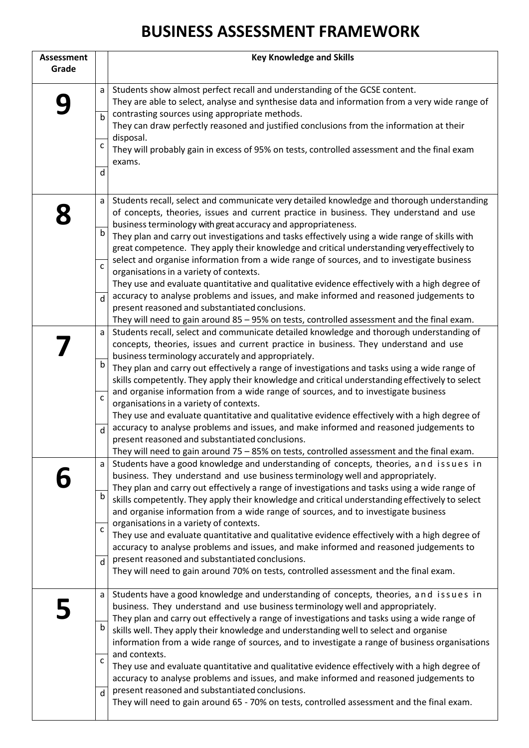# BUSINESS ASSESSMENT FRAMEWORK

| Assessment Grade | | Key Knowledge and Skills |
|---|---|---|
| **9** | a<br>b<br>c<br>d | Students show almost perfect recall and understanding of the GCSE content.<br>They are able to select, analyse and synthesise data and information from a very wide range of contrasting sources using appropriate methods.<br>They can draw perfectly reasoned and justified conclusions from the information at their disposal.<br>They will probably gain in excess of 95% on tests, controlled assessment and the final exam exams. |
| **8** | a<br>b<br>c<br>d | Students recall, select and communicate very detailed knowledge and thorough understanding of concepts, theories, issues and current practice in business. They understand and use business terminology with great accuracy and appropriateness.<br>They plan and carry out investigations and tasks effectively using a wide range of skills with great competence. They apply their knowledge and critical understanding very effectively to select and organise information from a wide range of sources, and to investigate business organisations in a variety of contexts.<br>They use and evaluate quantitative and qualitative evidence effectively with a high degree of accuracy to analyse problems and issues, and make informed and reasoned judgements to present reasoned and substantiated conclusions.<br>They will need to gain around 85 – 95% on tests, controlled assessment and the final exam. |
| **7** | a<br>b<br>c<br>d | Students recall, select and communicate detailed knowledge and thorough understanding of concepts, theories, issues and current practice in business. They understand and use business terminology accurately and appropriately.<br>They plan and carry out effectively a range of investigations and tasks using a wide range of skills competently. They apply their knowledge and critical understanding effectively to select and organise information from a wide range of sources, and to investigate business organisations in a variety of contexts.<br>They use and evaluate quantitative and qualitative evidence effectively with a high degree of accuracy to analyse problems and issues, and make informed and reasoned judgements to present reasoned and substantiated conclusions.<br>They will need to gain around 75 – 85% on tests, controlled assessment and the final exam. |
| **6** | a<br>b<br>c<br>d | Students have a good knowledge and understanding of concepts, theories, and issues in business. They understand and use business terminology well and appropriately.<br>They plan and carry out effectively a range of investigations and tasks using a wide range of skills competently. They apply their knowledge and critical understanding effectively to select and organise information from a wide range of sources, and to investigate business organisations in a variety of contexts.<br>They use and evaluate quantitative and qualitative evidence effectively with a high degree of accuracy to analyse problems and issues, and make informed and reasoned judgements to present reasoned and substantiated conclusions.<br>They will need to gain around 70% on tests, controlled assessment and the final exam. |
| **5** | a<br>b<br>c<br>d | Students have a good knowledge and understanding of concepts, theories, and issues in business. They understand and use business terminology well and appropriately.<br>They plan and carry out effectively a range of investigations and tasks using a wide range of skills well. They apply their knowledge and understanding well to select and organise information from a wide range of sources, and to investigate a range of business organisations and contexts.<br>They use and evaluate quantitative and qualitative evidence effectively with a high degree of accuracy to analyse problems and issues, and make informed and reasoned judgements to present reasoned and substantiated conclusions.<br>They will need to gain around 65 - 70% on tests, controlled assessment and the final exam. |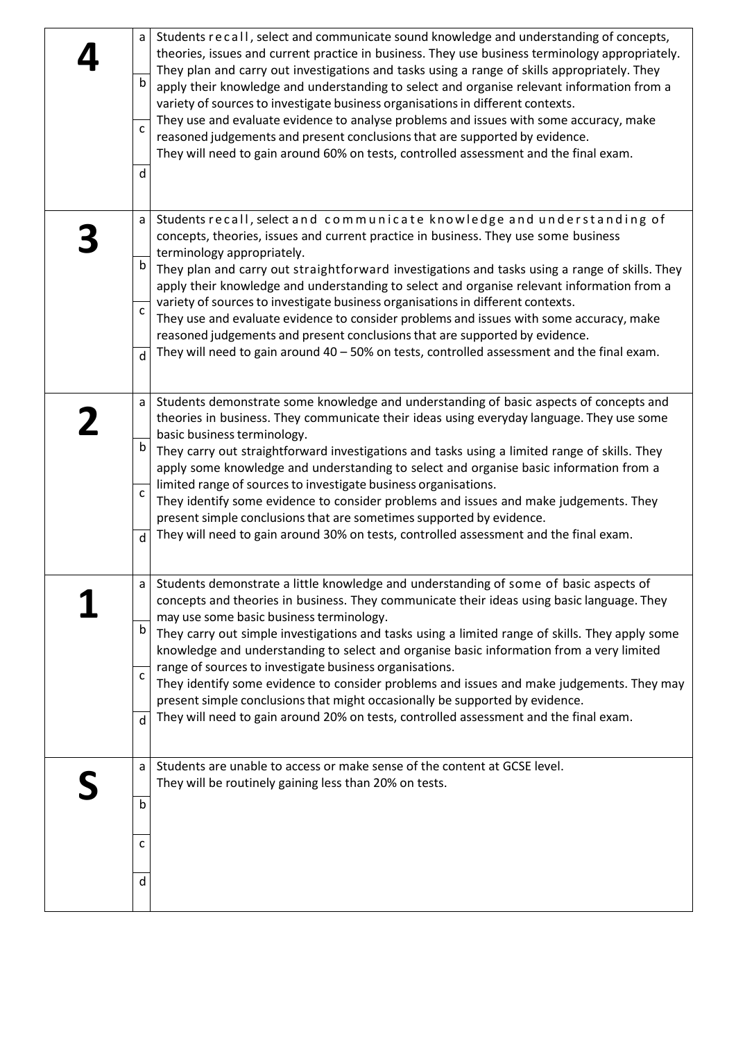| | | |
|---|---|---|
| **4** | a<br>b<br>c<br>d | Students recall, select and communicate sound knowledge and understanding of concepts, theories, issues and current practice in business. They use business terminology appropriately. They plan and carry out investigations and tasks using a range of skills appropriately. They apply their knowledge and understanding to select and organise relevant information from a variety of sources to investigate business organisations in different contexts. They use and evaluate evidence to analyse problems and issues with some accuracy, make reasoned judgements and present conclusions that are supported by evidence. They will need to gain around 60% on tests, controlled assessment and the final exam. |
| **3** | a<br>b<br>c<br>d | Students recall, select and communicate knowledge and understanding of concepts, theories, issues and current practice in business. They use some business terminology appropriately. They plan and carry out straightforward investigations and tasks using a range of skills. They apply their knowledge and understanding to select and organise relevant information from a variety of sources to investigate business organisations in different contexts. They use and evaluate evidence to consider problems and issues with some accuracy, make reasoned judgements and present conclusions that are supported by evidence. They will need to gain around 40 – 50% on tests, controlled assessment and the final exam. |
| **2** | a<br>b<br>c<br>d | Students demonstrate some knowledge and understanding of basic aspects of concepts and theories in business. They communicate their ideas using everyday language. They use some basic business terminology. They carry out straightforward investigations and tasks using a limited range of skills. They apply some knowledge and understanding to select and organise basic information from a limited range of sources to investigate business organisations. They identify some evidence to consider problems and issues and make judgements. They present simple conclusions that are sometimes supported by evidence. They will need to gain around 30% on tests, controlled assessment and the final exam. |
| **1** | a<br>b<br>c<br>d | Students demonstrate a little knowledge and understanding of some of basic aspects of concepts and theories in business. They communicate their ideas using basic language. They may use some basic business terminology. They carry out simple investigations and tasks using a limited range of skills. They apply some knowledge and understanding to select and organise basic information from a very limited range of sources to investigate business organisations. They identify some evidence to consider problems and issues and make judgements. They may present simple conclusions that might occasionally be supported by evidence. They will need to gain around 20% on tests, controlled assessment and the final exam. |
| **S** | a<br>b<br>c<br>d | Students are unable to access or make sense of the content at GCSE level. They will be routinely gaining less than 20% on tests. |